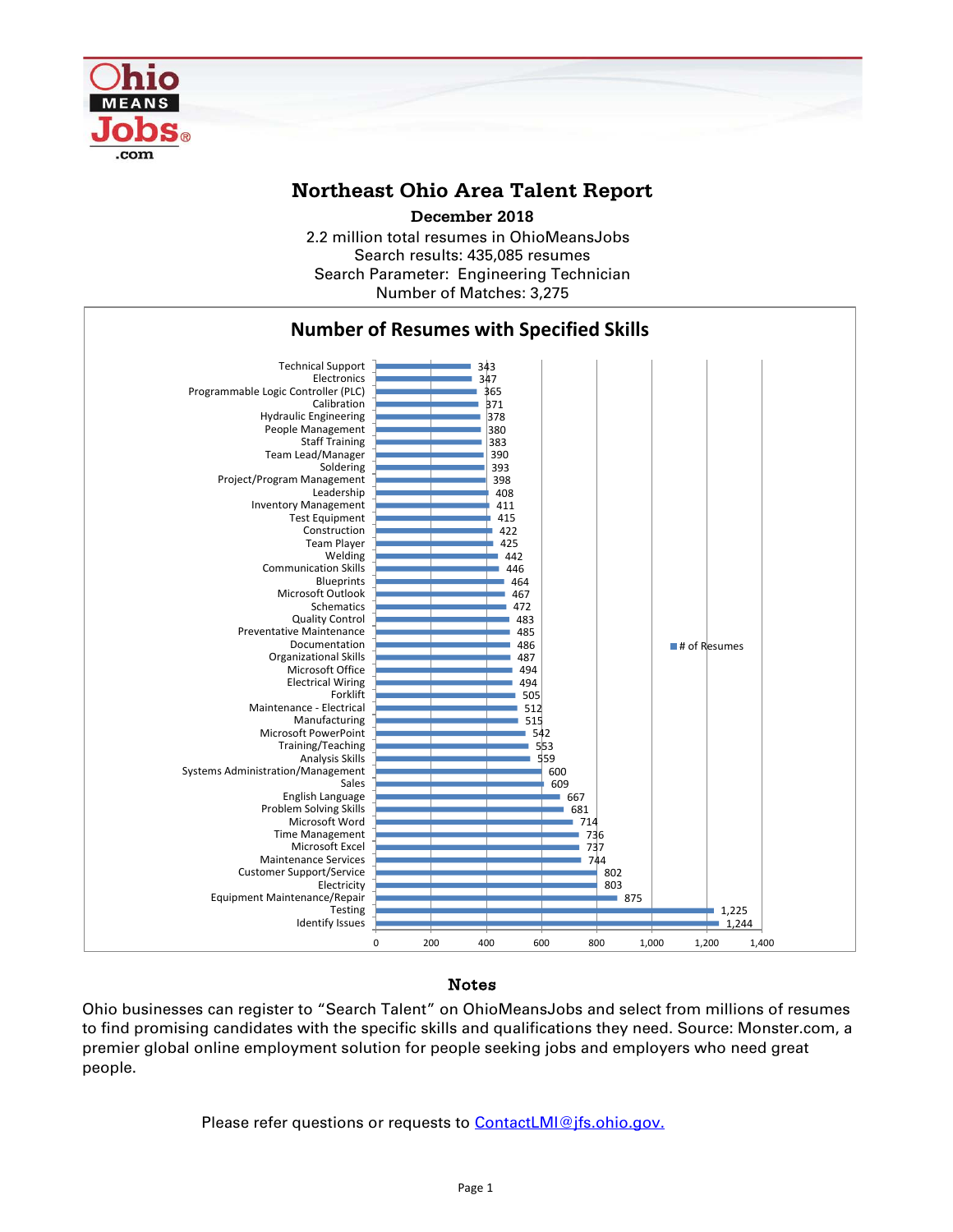# Northeast Ohio Area Talent Report

**December 2018**

2.2 million total resumes in OhioMeansJobs
Search results: 435,085 resumes
Search Parameter: Engineering Technician
Number of Matches: 3,275

## Number of Resumes with Specified Skills

| Skill | # of Resumes |
|---|---|
| Technical Support | 343 |
| Electronics | 347 |
| Programmable Logic Controller (PLC) | 365 |
| Calibration | 371 |
| Hydraulic Engineering | 378 |
| People Management | 380 |
| Staff Training | 383 |
| Team Lead/Manager | 390 |
| Soldering | 393 |
| Project/Program Management | 398 |
| Leadership | 408 |
| Inventory Management | 411 |
| Test Equipment | 415 |
| Construction | 422 |
| Team Player | 425 |
| Welding | 442 |
| Communication Skills | 446 |
| Blueprints | 464 |
| Microsoft Outlook | 467 |
| Schematics | 472 |
| Quality Control | 483 |
| Preventative Maintenance | 485 |
| Documentation | 486 |
| Organizational Skills | 487 |
| Microsoft Office | 494 |
| Electrical Wiring | 494 |
| Forklift | 505 |
| Maintenance - Electrical | 512 |
| Manufacturing | 515 |
| Microsoft PowerPoint | 542 |
| Training/Teaching | 553 |
| Analysis Skills | 559 |
| Systems Administration/Management | 600 |
| Sales | 609 |
| English Language | 667 |
| Problem Solving Skills | 681 |
| Microsoft Word | 714 |
| Time Management | 736 |
| Microsoft Excel | 737 |
| Maintenance Services | 744 |
| Customer Support/Service | 802 |
| Electricity | 803 |
| Equipment Maintenance/Repair | 875 |
| Testing | 1,225 |
| Identify Issues | 1,244 |

### Notes

Ohio businesses can register to "Search Talent" on OhioMeansJobs and select from millions of resumes to find promising candidates with the specific skills and qualifications they need. Source: Monster.com, a premier global online employment solution for people seeking jobs and employers who need great people.

Please refer questions or requests to ContactLMI@jfs.ohio.gov.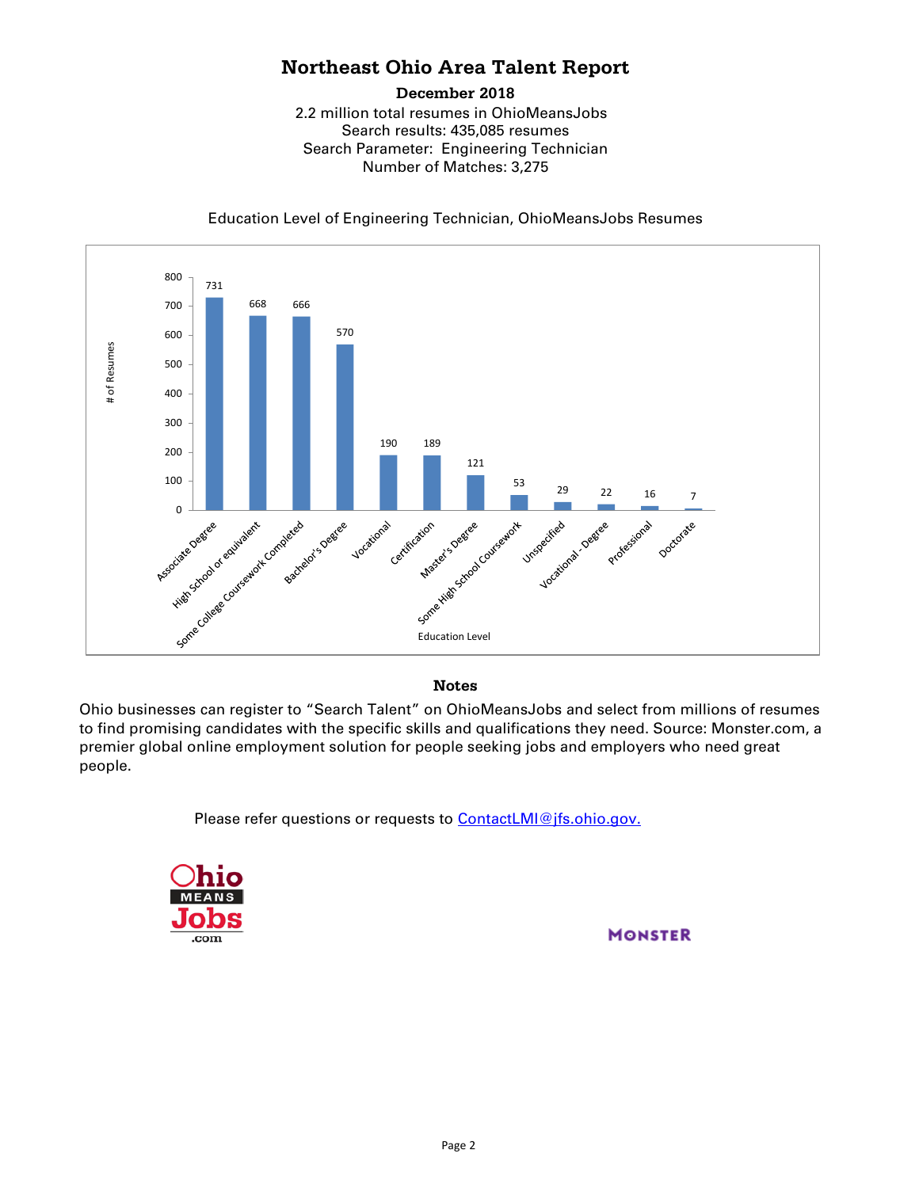# Northeast Ohio Area Talent Report

**December 2018**

2.2 million total resumes in OhioMeansJobs
Search results: 435,085 resumes
Search Parameter: Engineering Technician
Number of Matches: 3,275

Education Level of Engineering Technician, OhioMeansJobs Resumes

# of Resumes

800
700
600
500
400
300
200
100
0

731
668
666
570
190
189
121
53
29
22
16
7

Associate Degree
High School or equivalent
Some College Coursework Completed
Bachelor's Degree
Vocational
Certification
Master's Degree
Some High School Coursework
Unspecified
Vocational - Degree
Professional
Doctorate

Education Level

## Notes

Ohio businesses can register to "Search Talent" on OhioMeansJobs and select from millions of resumes to find promising candidates with the specific skills and qualifications they need. Source: Monster.com, a premier global online employment solution for people seeking jobs and employers who need great people.

Please refer questions or requests to ContactLMI@jfs.ohio.gov.

Ohio MEANS Jobs .com

MONSTER